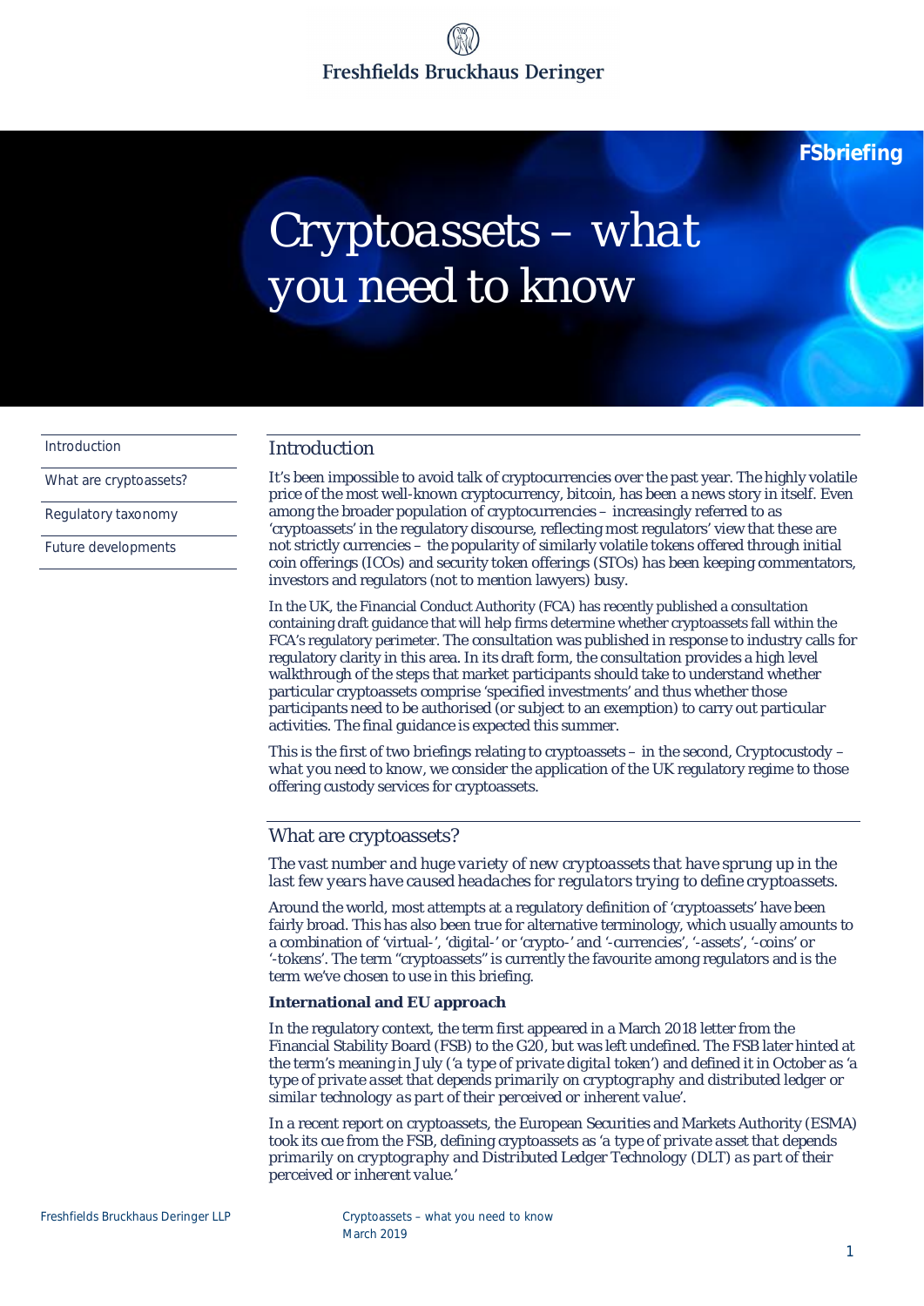Freshfields Bruckhaus Deringer

FSbriefing

# Cryptoassets – *what you need to know*

- Introduction
- What are cryptoassets?
- Regulatory taxonomy
- Future developments

## Introduction

It's been impossible to avoid talk of cryptocurrencies over the past year. The highly volatile price of the most well-known cryptocurrency, bitcoin, has been a news story in itself. Even among the broader population of cryptocurrencies – increasingly referred to as 'cryptoassets' in the regulatory discourse, reflecting most regulators' view that these are not strictly currencies – the popularity of similarly volatile tokens offered through initial coin offerings (ICOs) and security token offerings (STOs) has been keeping commentators, investors and regulators (not to mention lawyers) busy.

In the UK, the Financial Conduct Authority (FCA) has recently published a consultation containing draft guidance that will help firms determine whether cryptoassets fall within the FCA's regulatory perimeter. The consultation was published in response to industry calls for regulatory clarity in this area. In its draft form, the consultation provides a high level walkthrough of the steps that market participants should take to understand whether particular cryptoassets comprise 'specified investments' and thus whether those participants need to be authorised (or subject to an exemption) to carry out particular activities. The final guidance is expected this summer.

This is the first of two briefings relating to cryptoassets – in the second, Cryptocustody – *what you need to know*, we consider the application of the UK regulatory regime to those offering custody services for cryptoassets.

## What are cryptoassets?

*The vast number and huge variety of new cryptoassets that have sprung up in the last few years have caused headaches for regulators trying to define cryptoassets.*

Around the world, most attempts at a regulatory definition of 'cryptoassets' have been fairly broad. This has also been true for alternative terminology, which usually amounts to a combination of 'virtual-', 'digital-' or 'crypto-' and '-currencies', '-assets', '-coins' or '-tokens'. The term "cryptoassets" is currently the favourite among regulators and is the term we've chosen to use in this briefing.

**International and EU approach**

In the regulatory context, the term first appeared in a March 2018 letter from the Financial Stability Board (FSB) to the G20, but was left undefined. The FSB later hinted at the term's meaning in July ('*a type of private digital token*') and defined it in October as '*a type of private asset that depends primarily on cryptography and distributed ledger or similar technology as part of their perceived or inherent value*'.

In a recent report on cryptoassets, the European Securities and Markets Authority (ESMA) took its cue from the FSB, defining cryptoassets as '*a type of private asset that depends primarily on cryptography and Distributed Ledger Technology (DLT) as part of their perceived or inherent value.*'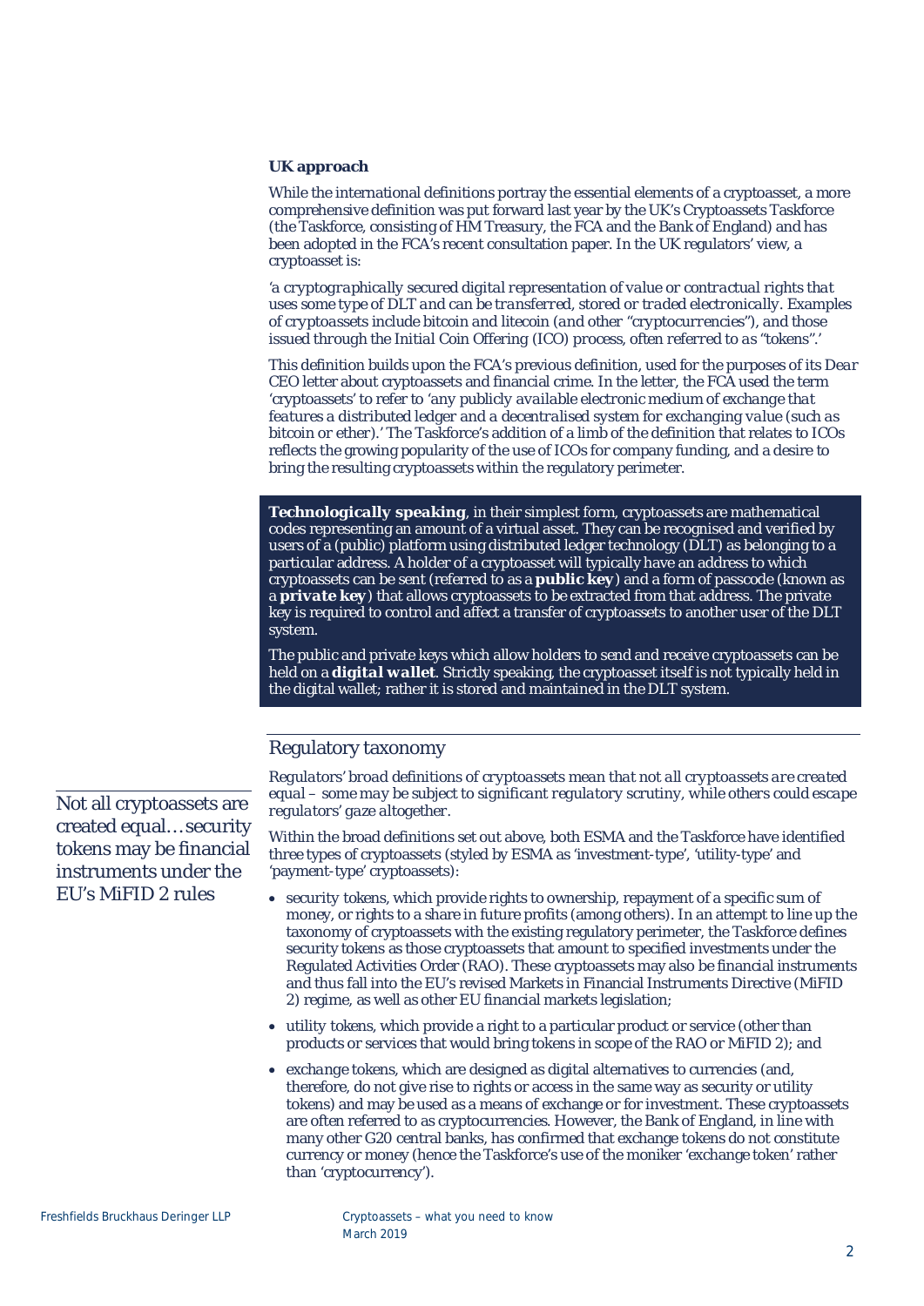### UK approach

While the international definitions portray the essential elements of a cryptoasset, a more comprehensive definition was put forward last year by the UK's Cryptoassets Taskforce (the Taskforce, consisting of HM Treasury, the FCA and the Bank of England) and has been adopted in the FCA's recent consultation paper. In the UK regulators' view, a cryptoasset is:

*'a cryptographically secured digital representation of value or contractual rights that uses some type of DLT and can be transferred, stored or traded electronically. Examples of cryptoassets include bitcoin and litecoin (and other "cryptocurrencies"), and those issued through the Initial Coin Offering (ICO) process, often referred to as "tokens".'*

This definition builds upon the FCA's previous definition, used for the purposes of its *Dear CEO* letter about cryptoassets and financial crime. In the letter, the FCA used the term 'cryptoassets' to refer to *'any publicly available electronic medium of exchange that features a distributed ledger and a decentralised system for exchanging value (such as bitcoin or ether).'* The Taskforce's addition of a limb of the definition that relates to ICOs reflects the growing popularity of the use of ICOs for company funding, and a desire to bring the resulting cryptoassets within the regulatory perimeter.

***Technologically speaking***, in their simplest form, cryptoassets are mathematical codes representing an amount of a virtual asset. They can be recognised and verified by users of a (public) platform using distributed ledger technology (DLT) as belonging to a particular address. A holder of a cryptoasset will typically have an address to which cryptoassets can be sent (referred to as a ***public key***) and a form of passcode (known as a ***private key***) that allows cryptoassets to be extracted from that address. The private key is required to control and affect a transfer of cryptoassets to another user of the DLT system.

The public and private keys which allow holders to send and receive cryptoassets can be held on a ***digital wallet***. Strictly speaking, the cryptoasset itself is not typically held in the digital wallet; rather it is stored and maintained in the DLT system.

## Regulatory taxonomy

Not all cryptoassets are created equal…security tokens may be financial instruments under the EU's MiFID 2 rules

*Regulators' broad definitions of cryptoassets mean that not all cryptoassets are created equal – some may be subject to significant regulatory scrutiny, while others could escape regulators' gaze altogether.*

Within the broad definitions set out above, both ESMA and the Taskforce have identified three types of cryptoassets (styled by ESMA as 'investment-type', 'utility-type' and 'payment-type' cryptoassets):

- security tokens, which provide rights to ownership, repayment of a specific sum of money, or rights to a share in future profits (among others). In an attempt to line up the taxonomy of cryptoassets with the existing regulatory perimeter, the Taskforce defines security tokens as those cryptoassets that amount to specified investments under the Regulated Activities Order (RAO). These cryptoassets may also be financial instruments and thus fall into the EU's revised Markets in Financial Instruments Directive (MiFID 2) regime, as well as other EU financial markets legislation;
- utility tokens, which provide a right to a particular product or service (other than products or services that would bring tokens in scope of the RAO or MiFID 2); and
- exchange tokens, which are designed as digital alternatives to currencies (and, therefore, do not give rise to rights or access in the same way as security or utility tokens) and may be used as a means of exchange or for investment. These cryptoassets are often referred to as cryptocurrencies. However, the Bank of England, in line with many other G20 central banks, has confirmed that exchange tokens do not constitute currency or money (hence the Taskforce's use of the moniker 'exchange token' rather than 'cryptocurrency').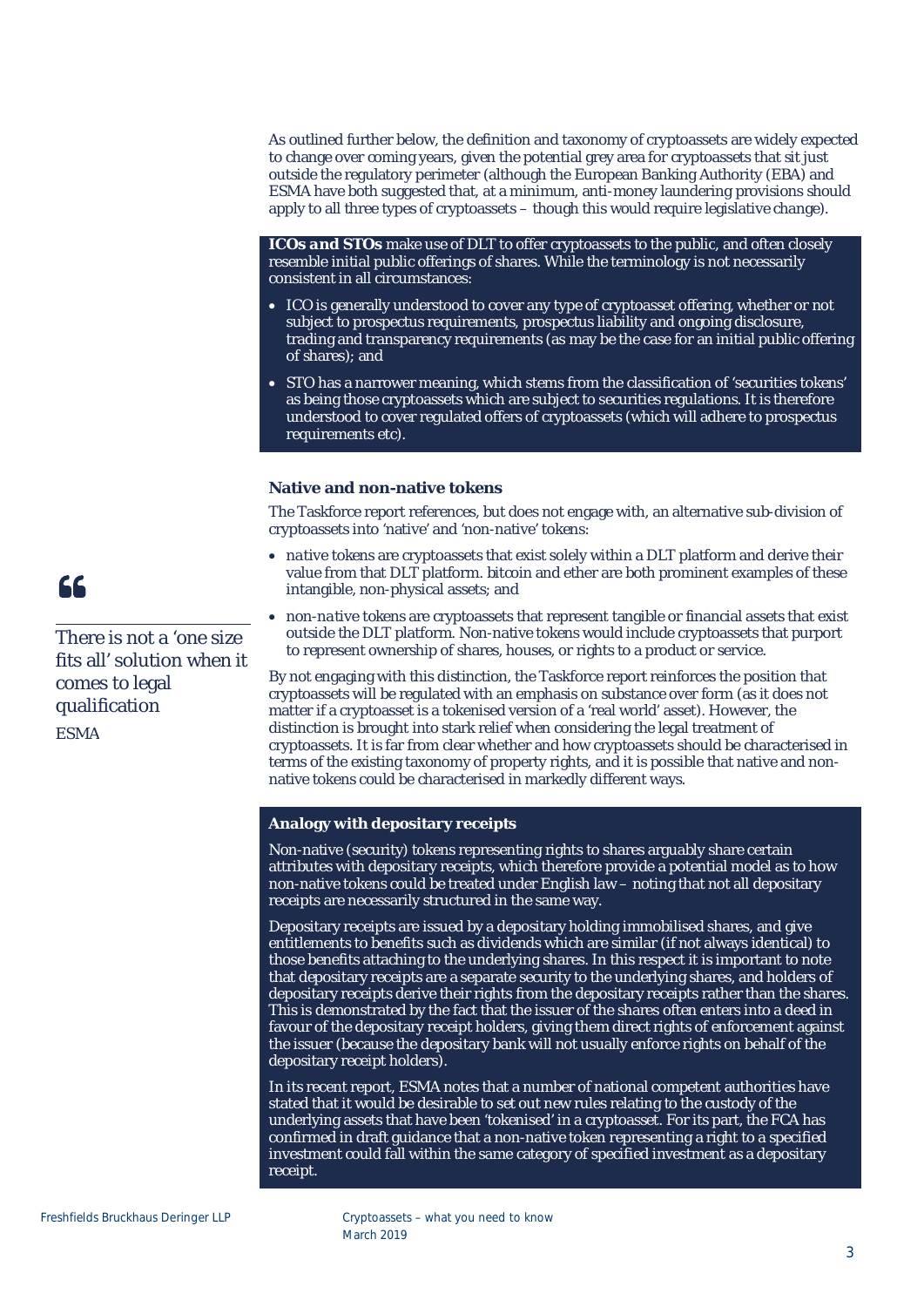As outlined further below, the definition and taxonomy of cryptoassets are widely expected to change over coming years, given the potential grey area for cryptoassets that sit just outside the regulatory perimeter (although the European Banking Authority (EBA) and ESMA have both suggested that, at a minimum, anti-money laundering provisions should apply to all three types of cryptoassets – though this would require legislative change).

***ICOs and STOs*** make use of DLT to offer cryptoassets to the public, and often closely resemble initial public offerings of shares. While the terminology is not necessarily consistent in all circumstances:

- ICO is generally understood to cover any type of cryptoasset offering, whether or not subject to prospectus requirements, prospectus liability and ongoing disclosure, trading and transparency requirements (as may be the case for an initial public offering of shares); and
- STO has a narrower meaning, which stems from the classification of 'securities tokens' as being those cryptoassets which are subject to securities regulations. It is therefore understood to cover regulated offers of cryptoassets (which will adhere to prospectus requirements etc).

### Native and non-native tokens

The Taskforce report references, but does not engage with, an alternative sub-division of cryptoassets into 'native' and 'non-native' tokens:

- *native tokens* are cryptoassets that exist solely within a DLT platform and derive their value from that DLT platform. bitcoin and ether are both prominent examples of these intangible, non-physical assets; and
- *non-native tokens* are cryptoassets that represent tangible or financial assets that exist outside the DLT platform. Non-native tokens would include cryptoassets that purport to represent ownership of shares, houses, or rights to a product or service.

> “
>
> There is not a 'one size fits all' solution when it comes to legal qualification
>
> ESMA

By not engaging with this distinction, the Taskforce report reinforces the position that cryptoassets will be regulated with an emphasis on substance over form (as it does not matter if a cryptoasset is a tokenised version of a 'real world' asset). However, the distinction is brought into stark relief when considering the legal treatment of cryptoassets. It is far from clear whether and how cryptoassets should be characterised in terms of the existing taxonomy of property rights, and it is possible that native and non-native tokens could be characterised in markedly different ways.

### Analogy with depositary receipts

Non-native (security) tokens representing rights to shares arguably share certain attributes with depositary receipts, which therefore provide a potential model as to how non-native tokens could be treated under English law – noting that not all depositary receipts are necessarily structured in the same way.

Depositary receipts are issued by a depositary holding immobilised shares, and give entitlements to benefits such as dividends which are similar (if not always identical) to those benefits attaching to the underlying shares. In this respect it is important to note that depositary receipts are a separate security to the underlying shares, and holders of depositary receipts derive their rights from the depositary receipts rather than the shares. This is demonstrated by the fact that the issuer of the shares often enters into a deed in favour of the depositary receipt holders, giving them direct rights of enforcement against the issuer (because the depositary bank will not usually enforce rights on behalf of the depositary receipt holders).

In its recent report, ESMA notes that a number of national competent authorities have stated that it would be desirable to set out new rules relating to the custody of the underlying assets that have been 'tokenised' in a cryptoasset. For its part, the FCA has confirmed in draft guidance that a non-native token representing a right to a specified investment could fall within the same category of specified investment as a depositary receipt.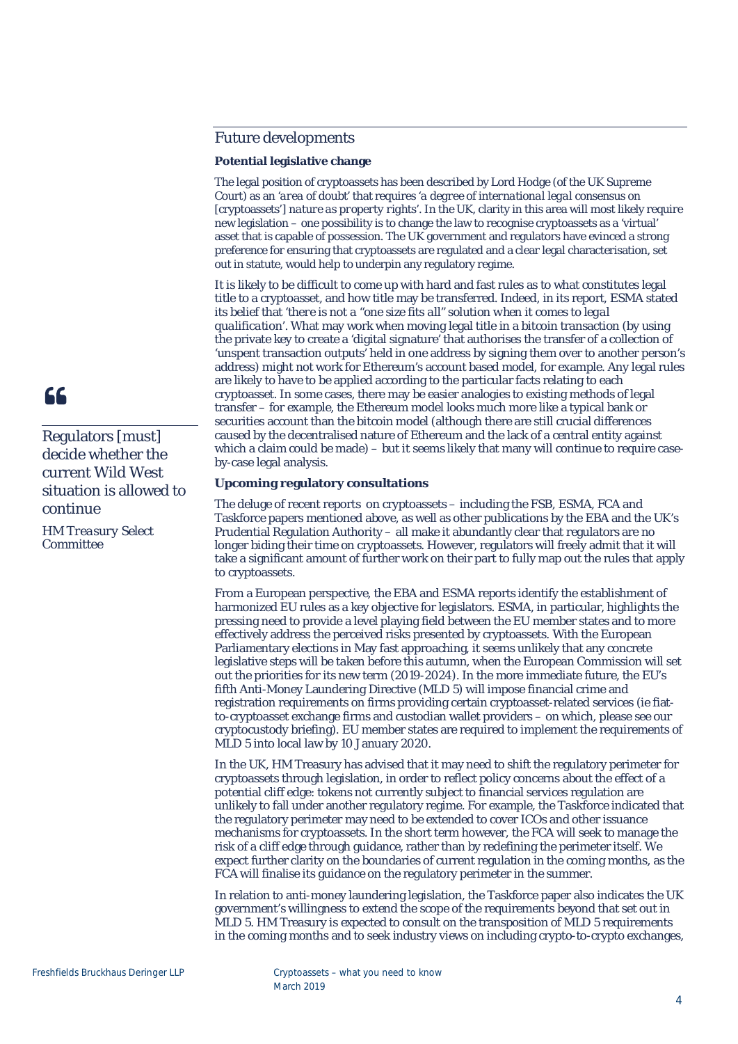## Future developments

**Potential legislative change**

The legal position of cryptoassets has been described by Lord Hodge (of the UK Supreme Court) as an '*area of doubt*' that requires '*a degree of international legal consensus on [cryptoassets'] nature as property rights*'. In the UK, clarity in this area will most likely require new legislation – one possibility is to change the law to recognise cryptoassets as a 'virtual' asset that is capable of possession. The UK government and regulators have evinced a strong preference for ensuring that cryptoassets are regulated and a clear legal characterisation, set out in statute, would help to underpin any regulatory regime.

It is likely to be difficult to come up with hard and fast rules as to what constitutes legal title to a cryptoasset, and how title may be transferred. Indeed, in its report, ESMA stated its belief that '*there is not a "one size fits all" solution when it comes to legal qualification*'. What may work when moving legal title in a bitcoin transaction (by using the private key to create a 'digital signature' that authorises the transfer of a collection of 'unspent transaction outputs' held in one address by signing them over to another person's address) might not work for Ethereum's account based model, for example. Any legal rules are likely to have to be applied according to the particular facts relating to each cryptoasset. In some cases, there may be easier analogies to existing methods of legal transfer – for example, the Ethereum model looks much more like a typical bank or securities account than the bitcoin model (although there are still crucial differences caused by the decentralised nature of Ethereum and the lack of a central entity against which a claim could be made) – but it seems likely that many will continue to require case-by-case legal analysis.

> Regulators [must] decide whether the current Wild West situation is allowed to continue
>
> *HM Treasury Select Committee*

**Upcoming regulatory consultations**

The deluge of recent reports on cryptoassets – including the FSB, ESMA, FCA and Taskforce papers mentioned above, as well as other publications by the EBA and the UK's Prudential Regulation Authority – all make it abundantly clear that regulators are no longer biding their time on cryptoassets. However, regulators will freely admit that it will take a significant amount of further work on their part to fully map out the rules that apply to cryptoassets.

From a European perspective, the EBA and ESMA reports identify the establishment of harmonized EU rules as a key objective for legislators. ESMA, in particular, highlights the pressing need to provide a level playing field between the EU member states and to more effectively address the perceived risks presented by cryptoassets. With the European Parliamentary elections in May fast approaching, it seems unlikely that any concrete legislative steps will be taken before this autumn, when the European Commission will set out the priorities for its new term (2019-2024). In the more immediate future, the EU's fifth Anti-Money Laundering Directive (MLD 5) will impose financial crime and registration requirements on firms providing certain cryptoasset-related services (ie fiat-to-cryptoasset exchange firms and custodian wallet providers – on which, please see our cryptocustody briefing). EU member states are required to implement the requirements of MLD 5 into local law by 10 January 2020.

In the UK, HM Treasury has advised that it may need to shift the regulatory perimeter for cryptoassets through legislation, in order to reflect policy concerns about the effect of a potential cliff edge: tokens not currently subject to financial services regulation are unlikely to fall under another regulatory regime. For example, the Taskforce indicated that the regulatory perimeter may need to be extended to cover ICOs and other issuance mechanisms for cryptoassets. In the short term however, the FCA will seek to manage the risk of a cliff edge through guidance, rather than by redefining the perimeter itself. We expect further clarity on the boundaries of current regulation in the coming months, as the FCA will finalise its guidance on the regulatory perimeter in the summer.

In relation to anti-money laundering legislation, the Taskforce paper also indicates the UK government's willingness to extend the scope of the requirements beyond that set out in MLD 5. HM Treasury is expected to consult on the transposition of MLD 5 requirements in the coming months and to seek industry views on including crypto-to-crypto exchanges,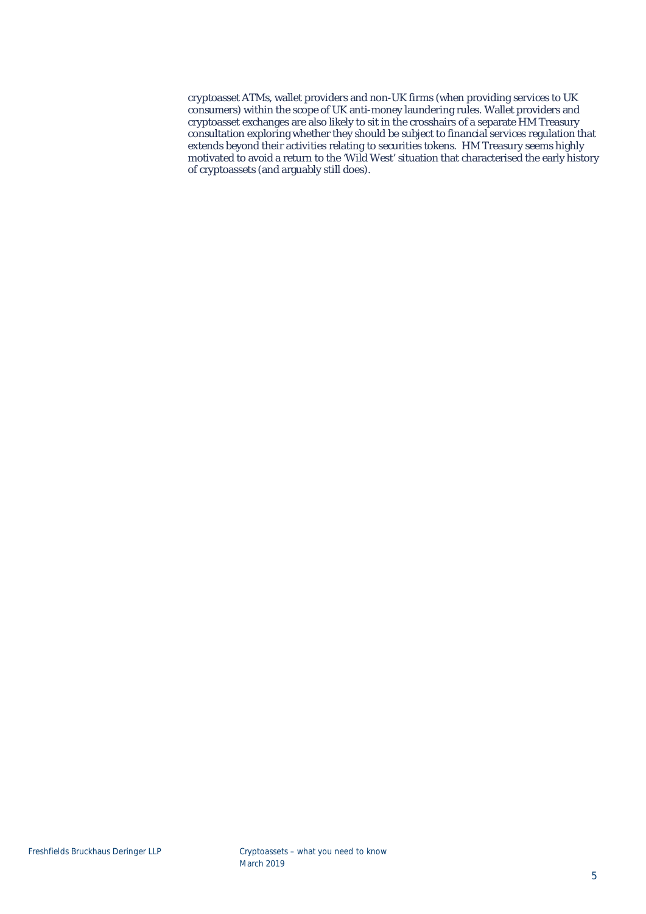cryptoasset ATMs, wallet providers and non-UK firms (when providing services to UK consumers) within the scope of UK anti-money laundering rules. Wallet providers and cryptoasset exchanges are also likely to sit in the crosshairs of a separate HM Treasury consultation exploring whether they should be subject to financial services regulation that extends beyond their activities relating to securities tokens. HM Treasury seems highly motivated to avoid a return to the 'Wild West' situation that characterised the early history of cryptoassets (and arguably still does).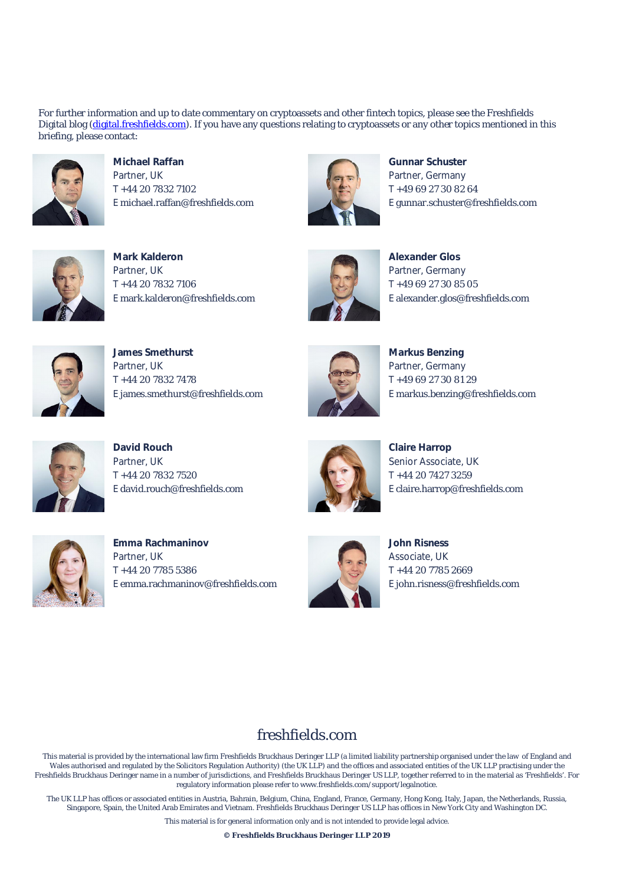For further information and up to date commentary on cryptoassets and other fintech topics, please see the Freshfields Digital blog ([digital.freshfields.com](digital.freshfields.com)). If you have any questions relating to cryptoassets or any other topics mentioned in this briefing, please contact:

**Michael Raffan**
Partner, UK
T +44 20 7832 7102
E michael.raffan@freshfields.com

**Gunnar Schuster**
Partner, Germany
T +49 69 27 30 82 64
E gunnar.schuster@freshfields.com

**Mark Kalderon**
Partner, UK
T +44 20 7832 7106
E mark.kalderon@freshfields.com

**Alexander Glos**
Partner, Germany
T +49 69 27 30 85 05
E alexander.glos@freshfields.com

**James Smethurst**
Partner, UK
T +44 20 7832 7478
E james.smethurst@freshfields.com

**Markus Benzing**
Partner, Germany
T +49 69 27 30 81 29
E markus.benzing@freshfields.com

**David Rouch**
Partner, UK
T +44 20 7832 7520
E david.rouch@freshfields.com

**Claire Harrop**
Senior Associate, UK
T +44 20 7427 3259
E claire.harrop@freshfields.com

**Emma Rachmaninov**
Partner, UK
T +44 20 7785 5386
E emma.rachmaninov@freshfields.com

**John Risness**
Associate, UK
T +44 20 7785 2669
E john.risness@freshfields.com

freshfields.com

This material is provided by the international law firm Freshfields Bruckhaus Deringer LLP (a limited liability partnership organised under the law of England and Wales authorised and regulated by the Solicitors Regulation Authority) (the UK LLP) and the offices and associated entities of the UK LLP practising under the Freshfields Bruckhaus Deringer name in a number of jurisdictions, and Freshfields Bruckhaus Deringer US LLP, together referred to in the material as 'Freshfields'. For regulatory information please refer to www.freshfields.com/support/legalnotice.

The UK LLP has offices or associated entities in Austria, Bahrain, Belgium, China, England, France, Germany, Hong Kong, Italy, Japan, the Netherlands, Russia, Singapore, Spain, the United Arab Emirates and Vietnam. Freshfields Bruckhaus Deringer US LLP has offices in New York City and Washington DC.

This material is for general information only and is not intended to provide legal advice.

**© Freshfields Bruckhaus Deringer LLP 2019**